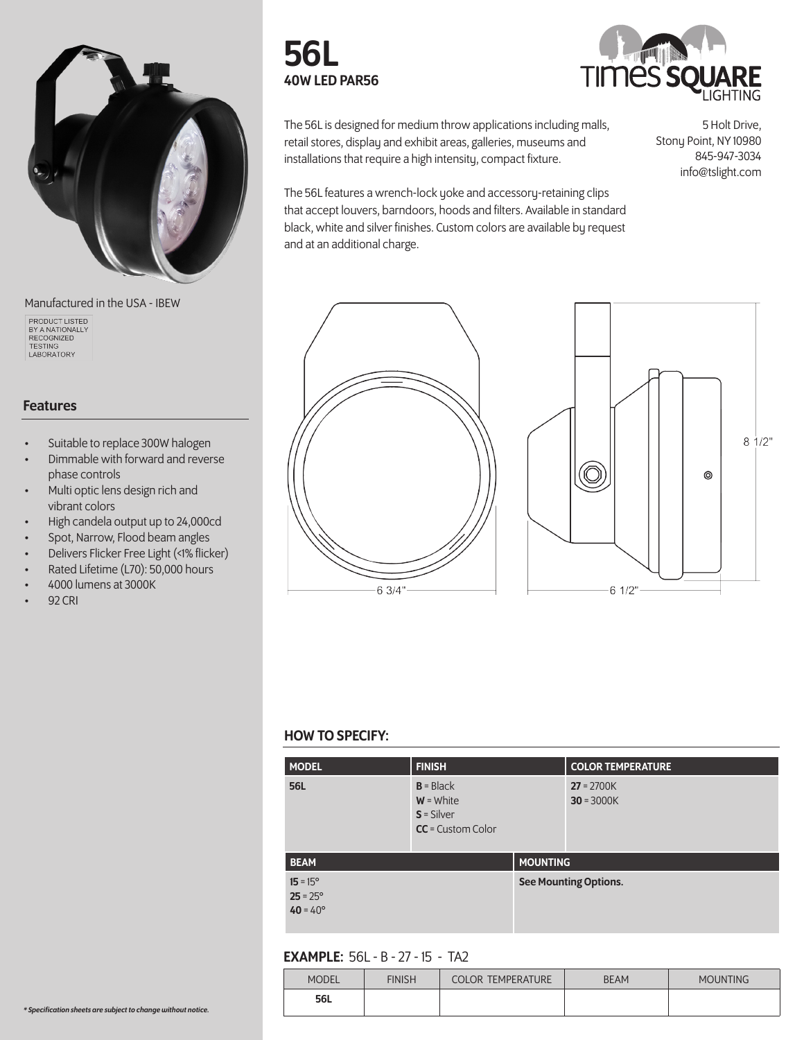# 56L

## 40W LED PAR56

The 56L is designed for medium throw applications including malls, retail stores, display and exhibit areas, galleries, museums and installations that require a high intensity, compact fixture.

The 56L features a wrench-lock yoke and accessory-retaining clips that accept louvers, barndoors, hoods and filters. Available in standard black, white and silver finishes. Custom colors are available by request and at an additional charge.

5 Holt Drive,
Stony Point, NY 10980
845-947-3034
info@tslight.com

Manufactured in the USA - IBEW

PRODUCT LISTED BY A NATIONALLY RECOGNIZED TESTING LABORATORY

## Features

- Suitable to replace 300W halogen
- Dimmable with forward and reverse phase controls
- Multi optic lens design rich and vibrant colors
- High candela output up to 24,000cd
- Spot, Narrow, Flood beam angles
- Delivers Flicker Free Light (<1% flicker)
- Rated Lifetime (L70): 50,000 hours
- 4000 lumens at 3000K
- 92 CRI

6 3/4"

6 1/2"

8 1/2"

## HOW TO SPECIFY:

| MODEL | FINISH | COLOR TEMPERATURE |
|---|---|---|
| **56L** | **B** = Black<br>**W** = White<br>**S** = Silver<br>**CC** = Custom Color | **27** = 2700K<br>**30** = 3000K |

| BEAM | MOUNTING |
|---|---|
| **15** = 15°<br>**25** = 25°<br>**40** = 40° | **See Mounting Options.** |

**EXAMPLE:** 56L - B - 27 - 15 - TA2

| MODEL | FINISH | COLOR TEMPERATURE | BEAM | MOUNTING |
|---|---|---|---|---|
| **56L** | | | | |

*\* Specification sheets are subject to change without notice.*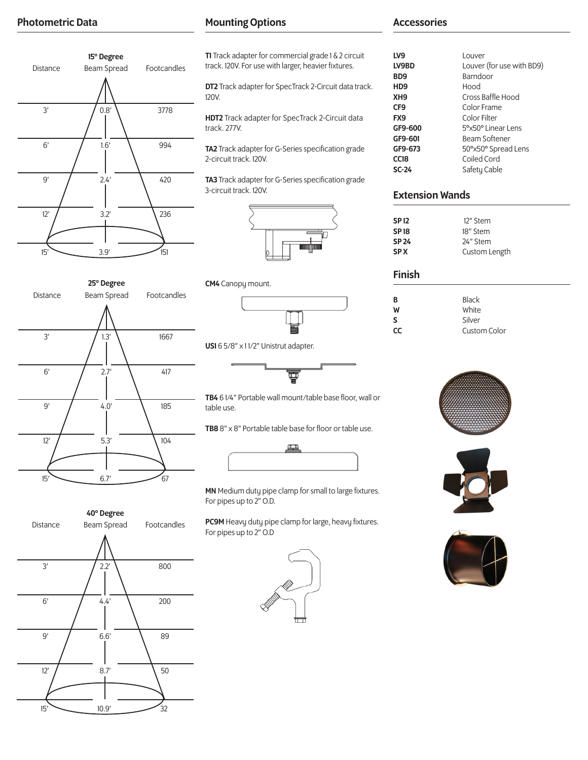## Photometric Data

15° Degree

Distance | Beam Spread | Footcandles

3' | 0.8' | 3778

6' | 1.6' | 994

9' | 2.4' | 420

12' | 3.2' | 236

15' | 3.9' | 151

25° Degree

Distance | Beam Spread | Footcandles

3' | 1.3' | 1667

6' | 2.7' | 417

9' | 4.0' | 185

12' | 5.3' | 104

15' | 6.7' | 67

40° Degree

Distance | Beam Spread | Footcandles

3' | 2.2' | 800

6' | 4.4' | 200

9' | 6.6' | 89

12' | 8.7' | 50

15' | 10.9' | 32

## Mounting Options

**T1** Track adapter for commercial grade 1 & 2 circuit track. 120V. For use with larger, heavier fixtures.

**DT2** Track adapter for SpecTrack 2-Circuit data track. 120V.

**HDT2** Track adapter for SpecTrack 2-Circuit data track. 277V.

**TA2** Track adapter for G-Series specification grade 2-circuit track. 120V.

**TA3** Track adapter for G-Series specification grade 3-circuit track. 120V.

**CM4** Canopy mount.

**US1** 6 5/8" x 1 1/2" Unistrut adapter.

**TB4** 6 1/4" Portable wall mount/table base floor, wall or table use.

**TB8** 8" x 8" Portable table base for floor or table use.

**MN** Medium duty pipe clamp for small to large fixtures. For pipes up to 2" O.D.

**PC9M** Heavy duty pipe clamp for large, heavy fixtures. For pipes up to 2" O.D

## Accessories

| | |
|---|---|
| **LV9** | Louver |
| **LV9BD** | Louver (for use with BD9) |
| **BD9** | Barndoor |
| **HD9** | Hood |
| **XH9** | Cross Baffle Hood |
| **CF9** | Color Frame |
| **FX9** | Color Filter |
| **GF9-600** | 5°x50° Linear Lens |
| **GF9-601** | Beam Softener |
| **GF9-673** | 50°x50° Spread Lens |
| **CC18** | Coiled Cord |
| **SC-24** | Safety Cable |

## Extension Wands

| | |
|---|---|
| **SP 12** | 12" Stem |
| **SP 18** | 18" Stem |
| **SP 24** | 24" Stem |
| **SP X** | Custom Length |

## Finish

| | |
|---|---|
| **B** | Black |
| **W** | White |
| **S** | Silver |
| **CC** | Custom Color |